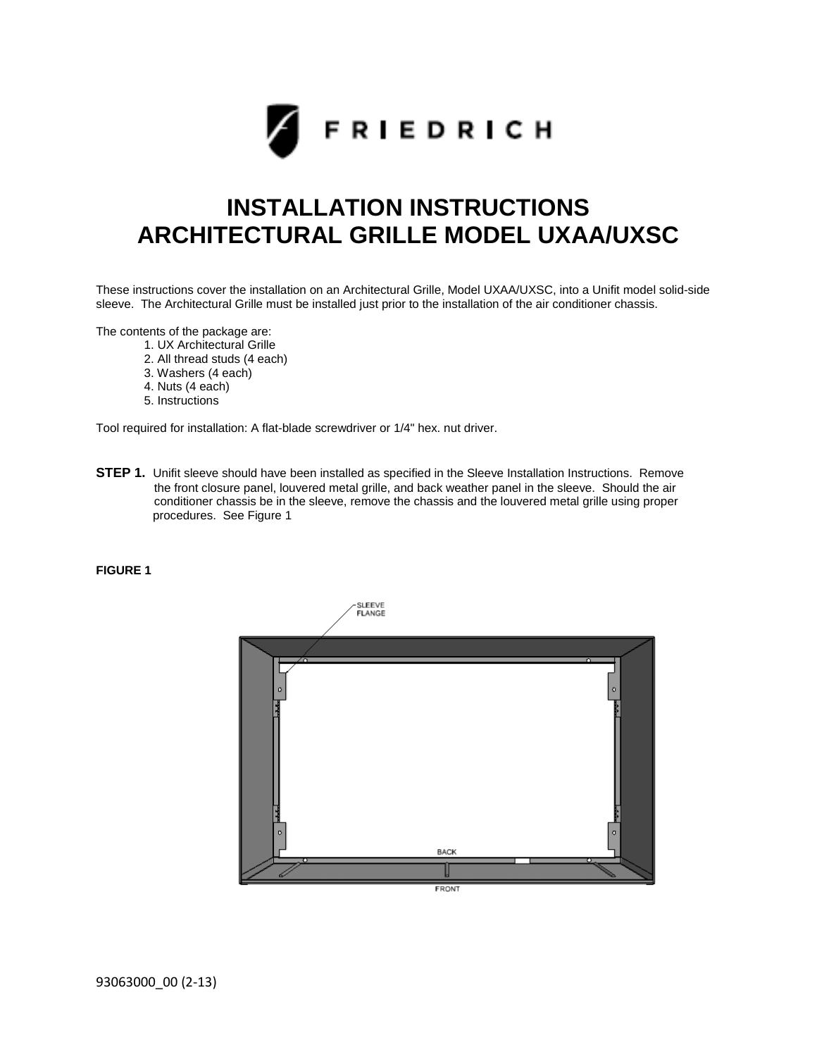# INSTALLATION INSTRUCTIONS
# ARCHITECTURAL GRILLE MODEL UXAA/UXSC

These instructions cover the installation on an Architectural Grille, Model UXAA/UXSC, into a Unifit model solid-side sleeve. The Architectural Grille must be installed just prior to the installation of the air conditioner chassis.

The contents of the package are:

1. UX Architectural Grille
2. All thread studs (4 each)
3. Washers (4 each)
4. Nuts (4 each)
5. Instructions

Tool required for installation: A flat-blade screwdriver or 1/4" hex. nut driver.

**STEP 1.** Unifit sleeve should have been installed as specified in the Sleeve Installation Instructions. Remove the front closure panel, louvered metal grille, and back weather panel in the sleeve. Should the air conditioner chassis be in the sleeve, remove the chassis and the louvered metal grille using proper procedures. See Figure 1

**FIGURE 1**

SLEEVE FLANGE

BACK

FRONT

93063000_00 (2-13)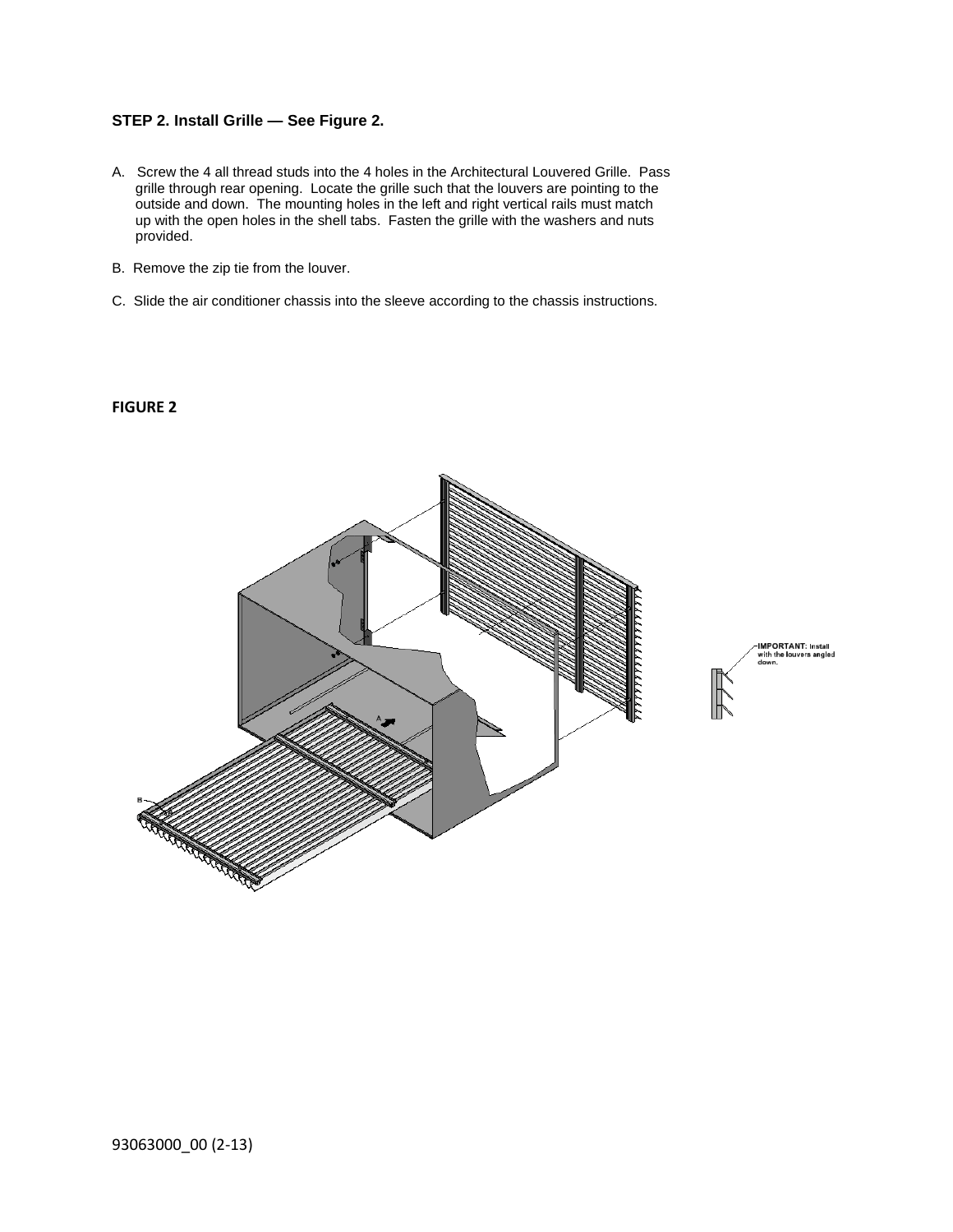**STEP 2. Install Grille — See Figure 2.**

A. Screw the 4 all thread studs into the 4 holes in the Architectural Louvered Grille. Pass grille through rear opening. Locate the grille such that the louvers are pointing to the outside and down. The mounting holes in the left and right vertical rails must match up with the open holes in the shell tabs. Fasten the grille with the washers and nuts provided.

B. Remove the zip tie from the louver.

C. Slide the air conditioner chassis into the sleeve according to the chassis instructions.

**FIGURE 2**

IMPORTANT: Install with the louvers angled down.

A

B

93063000_00 (2-13)